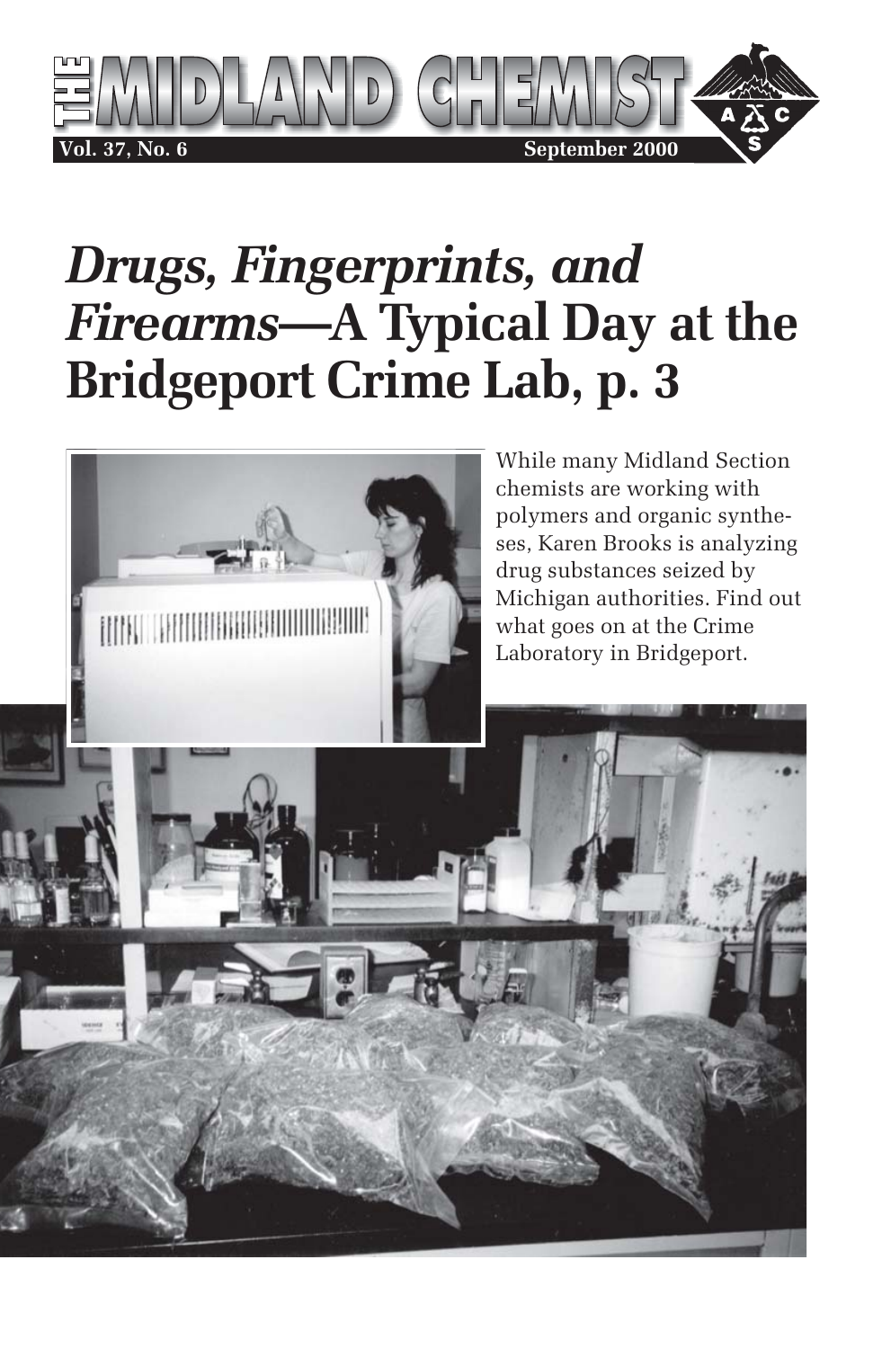# THE MIDLAND CHEMIST

**Vol. 37, No. 6** **September 2000**

# *Drugs, Fingerprints, and Firearms*—A Typical Day at the Bridgeport Crime Lab, p. 3

While many Midland Section chemists are working with polymers and organic syntheses, Karen Brooks is analyzing drug substances seized by Michigan authorities. Find out what goes on at the Crime Laboratory in Bridgeport.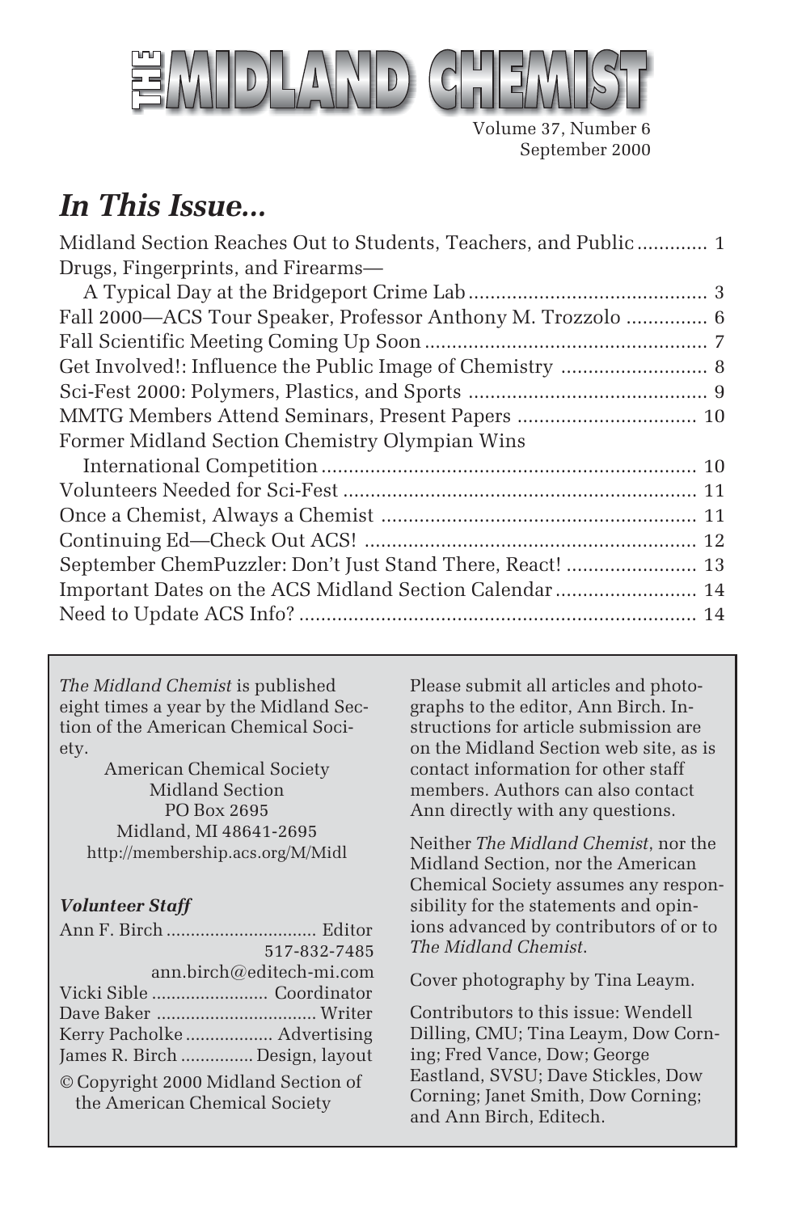# THE MIDLAND CHEMIST

Volume 37, Number 6
September 2000

## *In This Issue...*

Midland Section Reaches Out to Students, Teachers, and Public ............ 1
Drugs, Fingerprints, and Firearms—
A Typical Day at the Bridgeport Crime Lab ............................................ 3
Fall 2000—ACS Tour Speaker, Professor Anthony M. Trozzolo .............. 6
Fall Scientific Meeting Coming Up Soon .................................................... 7
Get Involved!: Influence the Public Image of Chemistry .......................... 8
Sci-Fest 2000: Polymers, Plastics, and Sports ........................................... 9
MMTG Members Attend Seminars, Present Papers ................................ 10
Former Midland Section Chemistry Olympian Wins
International Competition .................................................................... 10
Volunteers Needed for Sci-Fest ................................................................ 11
Once a Chemist, Always a Chemist ......................................................... 11
Continuing Ed—Check Out ACS! ............................................................ 12
September ChemPuzzler: Don't Just Stand There, React! ....................... 13
Important Dates on the ACS Midland Section Calendar ......................... 14
Need to Update ACS Info? ........................................................................ 14

*The Midland Chemist* is published eight times a year by the Midland Section of the American Chemical Society.

American Chemical Society
Midland Section
PO Box 2695
Midland, MI 48641-2695
http://membership.acs.org/M/Midl

***Volunteer Staff***

Ann F. Birch .............................. Editor
517-832-7485
ann.birch@editech-mi.com
Vicki Sible ........................ Coordinator
Dave Baker ................................ Writer
Kerry Pacholke .................. Advertising
James R. Birch ............... Design, layout

© Copyright 2000 Midland Section of the American Chemical Society

Please submit all articles and photographs to the editor, Ann Birch. Instructions for article submission are on the Midland Section web site, as is contact information for other staff members. Authors can also contact Ann directly with any questions.

Neither *The Midland Chemist*, nor the Midland Section, nor the American Chemical Society assumes any responsibility for the statements and opinions advanced by contributors of or to *The Midland Chemist*.

Cover photography by Tina Leaym.

Contributors to this issue: Wendell Dilling, CMU; Tina Leaym, Dow Corning; Fred Vance, Dow; George Eastland, SVSU; Dave Stickles, Dow Corning; Janet Smith, Dow Corning; and Ann Birch, Editech.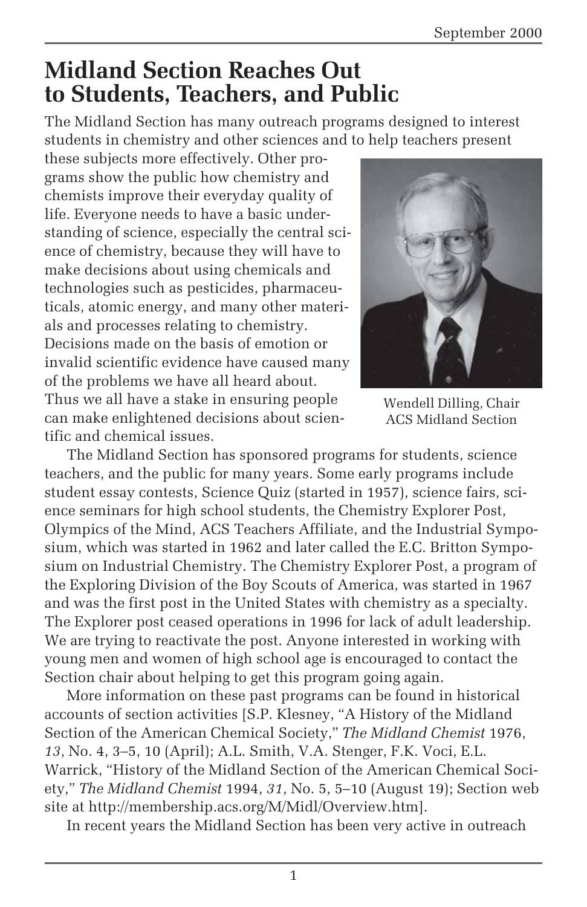# Midland Section Reaches Out to Students, Teachers, and Public

The Midland Section has many outreach programs designed to interest students in chemistry and other sciences and to help teachers present these subjects more effectively. Other programs show the public how chemistry and chemists improve their everyday quality of life. Everyone needs to have a basic understanding of science, especially the central science of chemistry, because they will have to make decisions about using chemicals and technologies such as pesticides, pharmaceuticals, atomic energy, and many other materials and processes relating to chemistry. Decisions made on the basis of emotion or invalid scientific evidence have caused many of the problems we have all heard about. Thus we all have a stake in ensuring people can make enlightened decisions about scientific and chemical issues.

Wendell Dilling, Chair
ACS Midland Section

The Midland Section has sponsored programs for students, science teachers, and the public for many years. Some early programs include student essay contests, Science Quiz (started in 1957), science fairs, science seminars for high school students, the Chemistry Explorer Post, Olympics of the Mind, ACS Teachers Affiliate, and the Industrial Symposium, which was started in 1962 and later called the E.C. Britton Symposium on Industrial Chemistry. The Chemistry Explorer Post, a program of the Exploring Division of the Boy Scouts of America, was started in 1967 and was the first post in the United States with chemistry as a specialty. The Explorer post ceased operations in 1996 for lack of adult leadership. We are trying to reactivate the post. Anyone interested in working with young men and women of high school age is encouraged to contact the Section chair about helping to get this program going again.

More information on these past programs can be found in historical accounts of section activities [S.P. Klesney, "A History of the Midland Section of the American Chemical Society," *The Midland Chemist* 1976, *13,* No. 4, 3–5, 10 (April); A.L. Smith, V.A. Stenger, F.K. Voci, E.L. Warrick, "History of the Midland Section of the American Chemical Society," *The Midland Chemist* 1994, *31,* No. 5, 5–10 (August 19); Section web site at http://membership.acs.org/M/Midl/Overview.htm].

In recent years the Midland Section has been very active in outreach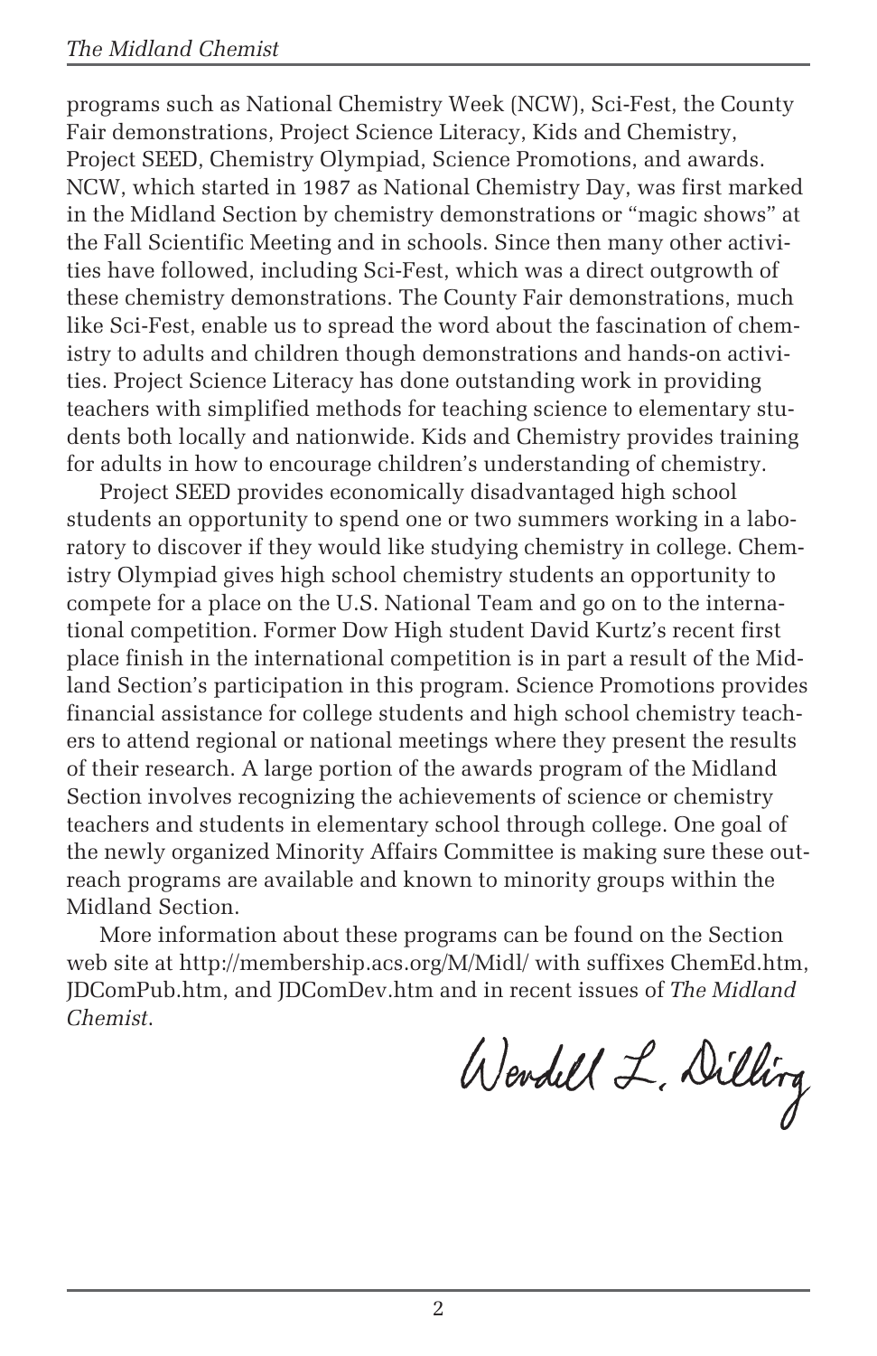programs such as National Chemistry Week (NCW), Sci-Fest, the County Fair demonstrations, Project Science Literacy, Kids and Chemistry, Project SEED, Chemistry Olympiad, Science Promotions, and awards. NCW, which started in 1987 as National Chemistry Day, was first marked in the Midland Section by chemistry demonstrations or "magic shows" at the Fall Scientific Meeting and in schools. Since then many other activities have followed, including Sci-Fest, which was a direct outgrowth of these chemistry demonstrations. The County Fair demonstrations, much like Sci-Fest, enable us to spread the word about the fascination of chemistry to adults and children though demonstrations and hands-on activities. Project Science Literacy has done outstanding work in providing teachers with simplified methods for teaching science to elementary students both locally and nationwide. Kids and Chemistry provides training for adults in how to encourage children's understanding of chemistry.

Project SEED provides economically disadvantaged high school students an opportunity to spend one or two summers working in a laboratory to discover if they would like studying chemistry in college. Chemistry Olympiad gives high school chemistry students an opportunity to compete for a place on the U.S. National Team and go on to the international competition. Former Dow High student David Kurtz's recent first place finish in the international competition is in part a result of the Midland Section's participation in this program. Science Promotions provides financial assistance for college students and high school chemistry teachers to attend regional or national meetings where they present the results of their research. A large portion of the awards program of the Midland Section involves recognizing the achievements of science or chemistry teachers and students in elementary school through college. One goal of the newly organized Minority Affairs Committee is making sure these outreach programs are available and known to minority groups within the Midland Section.

More information about these programs can be found on the Section web site at http://membership.acs.org/M/Midl/ with suffixes ChemEd.htm, JDComPub.htm, and JDComDev.htm and in recent issues of *The Midland Chemist*.

Wendell L. Dilling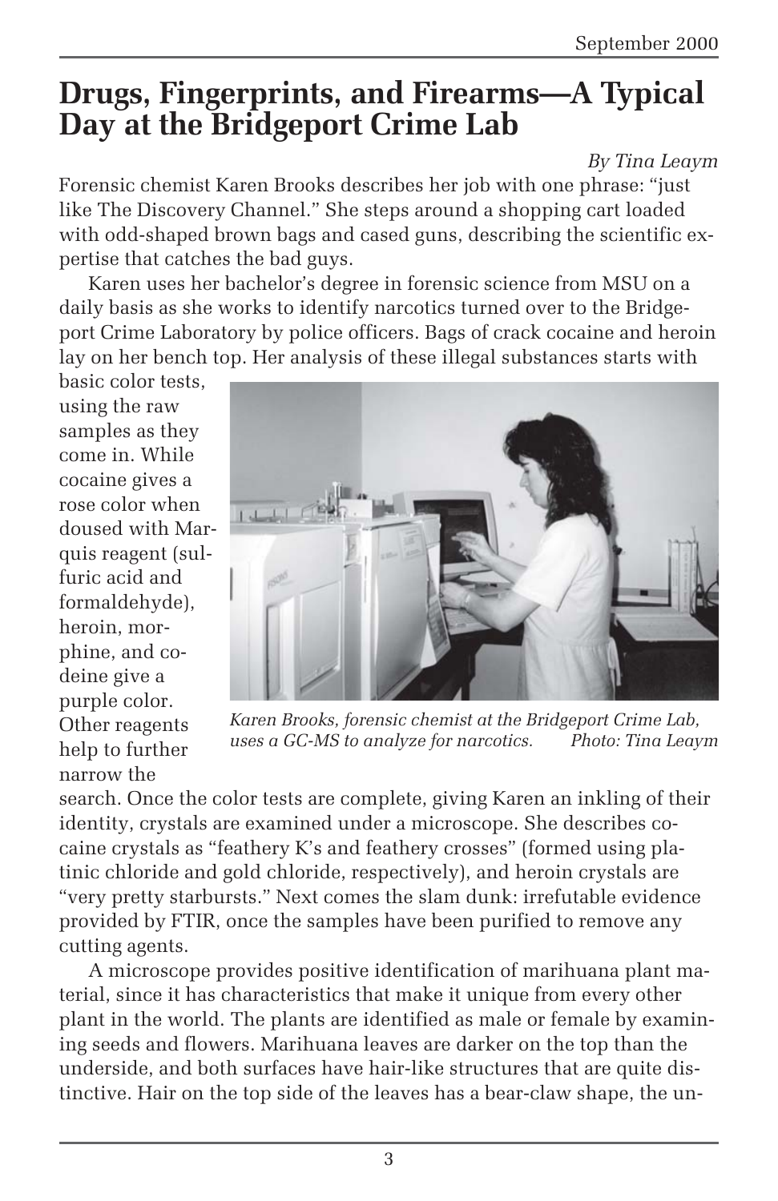# Drugs, Fingerprints, and Firearms—A Typical Day at the Bridgeport Crime Lab

*By Tina Leaym*

Forensic chemist Karen Brooks describes her job with one phrase: "just like The Discovery Channel." She steps around a shopping cart loaded with odd-shaped brown bags and cased guns, describing the scientific expertise that catches the bad guys.

Karen uses her bachelor's degree in forensic science from MSU on a daily basis as she works to identify narcotics turned over to the Bridgeport Crime Laboratory by police officers. Bags of crack cocaine and heroin lay on her bench top. Her analysis of these illegal substances starts with basic color tests, using the raw samples as they come in. While cocaine gives a rose color when doused with Marquis reagent (sulfuric acid and formaldehyde), heroin, morphine, and codeine give a purple color. Other reagents help to further narrow the search. Once the color tests are complete, giving Karen an inkling of their identity, crystals are examined under a microscope. She describes cocaine crystals as "feathery K's and feathery crosses" (formed using platinic chloride and gold chloride, respectively), and heroin crystals are "very pretty starbursts." Next comes the slam dunk: irrefutable evidence provided by FTIR, once the samples have been purified to remove any cutting agents.

*Karen Brooks, forensic chemist at the Bridgeport Crime Lab, uses a GC-MS to analyze for narcotics. Photo: Tina Leaym*

A microscope provides positive identification of marihuana plant material, since it has characteristics that make it unique from every other plant in the world. The plants are identified as male or female by examining seeds and flowers. Marihuana leaves are darker on the top than the underside, and both surfaces have hair-like structures that are quite distinctive. Hair on the top side of the leaves has a bear-claw shape, the un-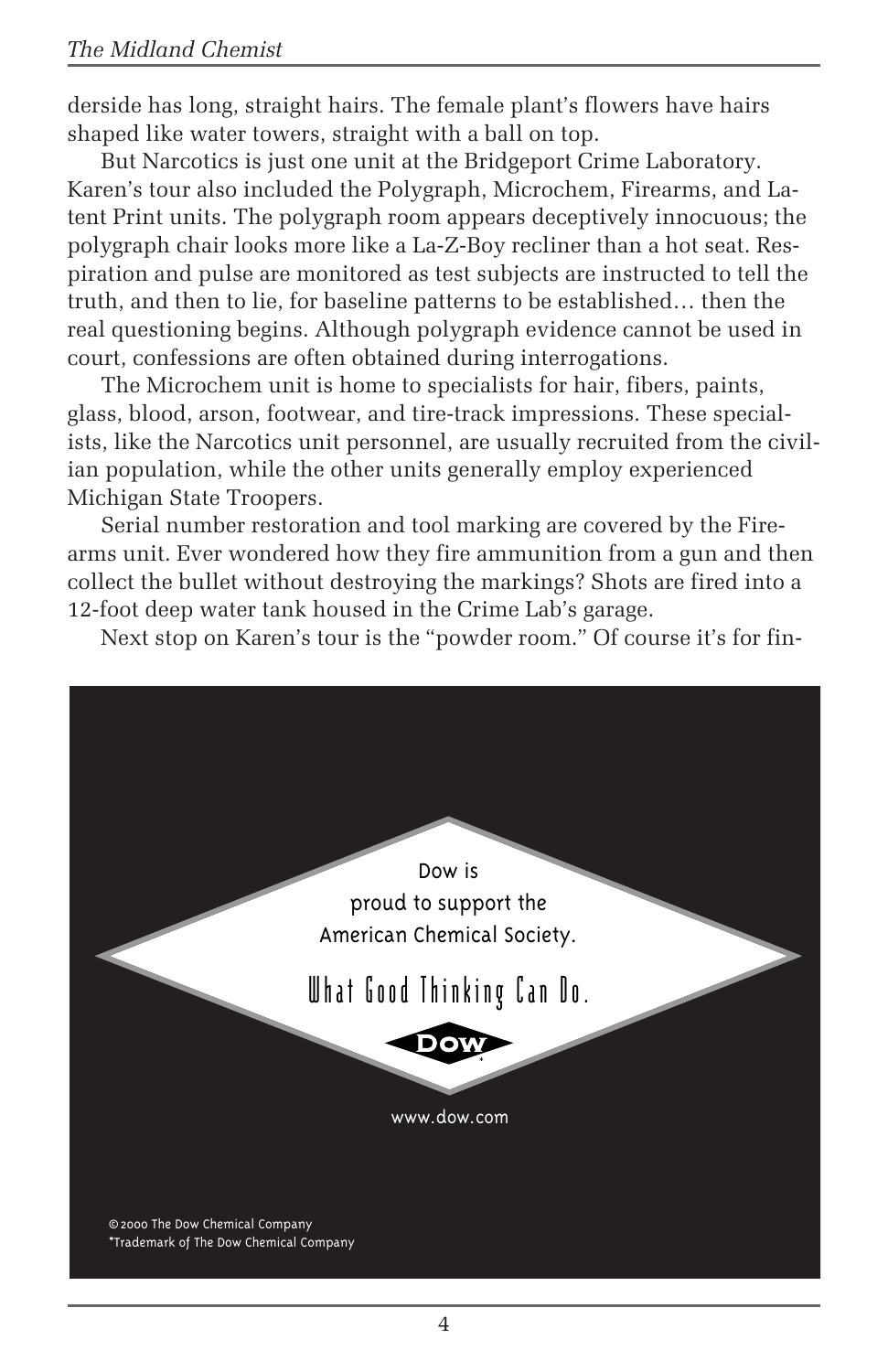derside has long, straight hairs. The female plant's flowers have hairs shaped like water towers, straight with a ball on top.

But Narcotics is just one unit at the Bridgeport Crime Laboratory. Karen's tour also included the Polygraph, Microchem, Firearms, and Latent Print units. The polygraph room appears deceptively innocuous; the polygraph chair looks more like a La-Z-Boy recliner than a hot seat. Respiration and pulse are monitored as test subjects are instructed to tell the truth, and then to lie, for baseline patterns to be established… then the real questioning begins. Although polygraph evidence cannot be used in court, confessions are often obtained during interrogations.

The Microchem unit is home to specialists for hair, fibers, paints, glass, blood, arson, footwear, and tire-track impressions. These specialists, like the Narcotics unit personnel, are usually recruited from the civilian population, while the other units generally employ experienced Michigan State Troopers.

Serial number restoration and tool marking are covered by the Firearms unit. Ever wondered how they fire ammunition from a gun and then collect the bullet without destroying the markings? Shots are fired into a 12-foot deep water tank housed in the Crime Lab's garage.

Next stop on Karen's tour is the "powder room." Of course it's for fin-

Dow is proud to support the American Chemical Society.

What Good Thinking Can Do.

DOW*

www.dow.com

©2000 The Dow Chemical Company
*Trademark of The Dow Chemical Company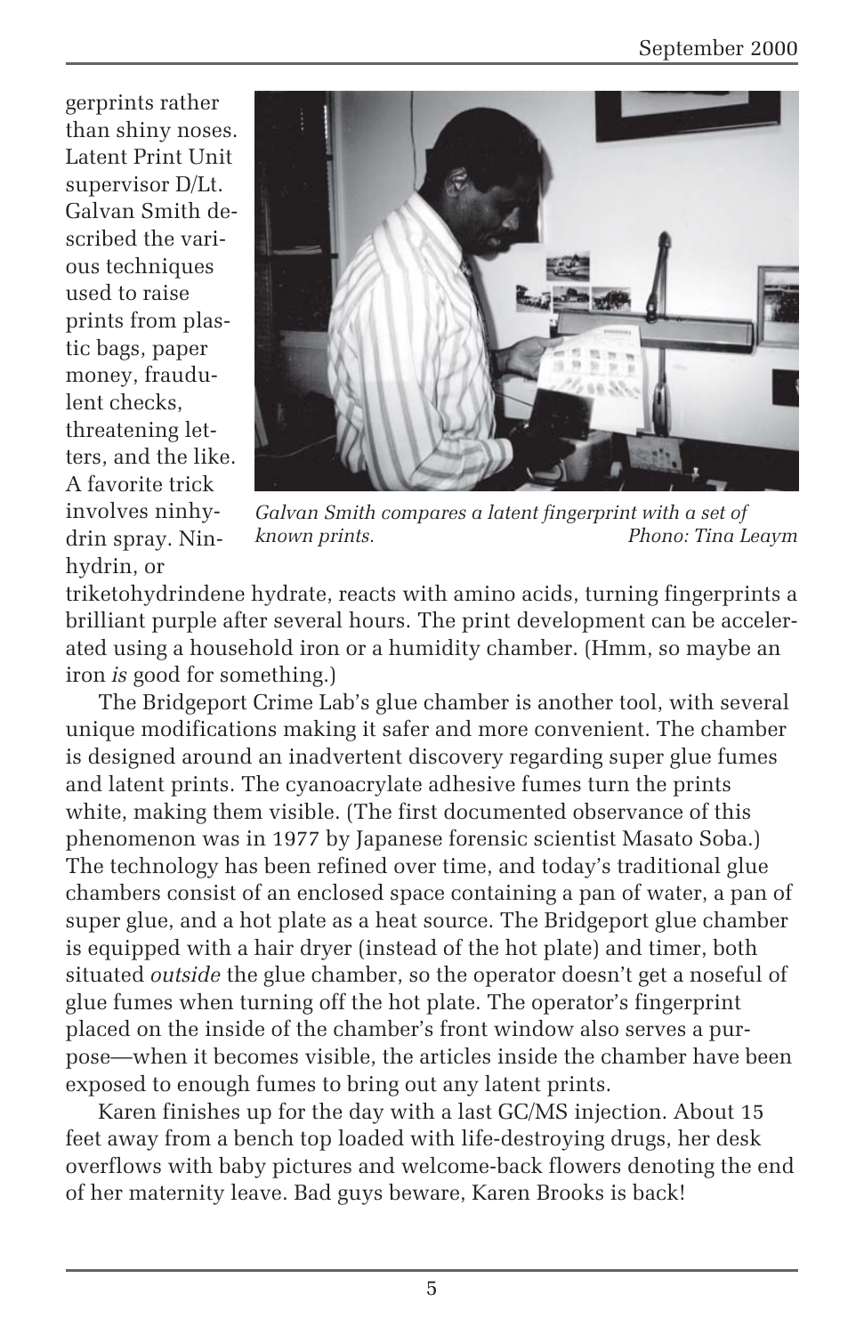gerprints rather than shiny noses. Latent Print Unit supervisor D/Lt. Galvan Smith described the various techniques used to raise prints from plastic bags, paper money, fraudulent checks, threatening letters, and the like. A favorite trick involves ninhydrin spray. Ninhydrin, or triketohydrindene hydrate, reacts with amino acids, turning fingerprints a brilliant purple after several hours. The print development can be accelerated using a household iron or a humidity chamber. (Hmm, so maybe an iron *is* good for something.)

*Galvan Smith compares a latent fingerprint with a set of known prints.* *Phono: Tina Leaym*

The Bridgeport Crime Lab's glue chamber is another tool, with several unique modifications making it safer and more convenient. The chamber is designed around an inadvertent discovery regarding super glue fumes and latent prints. The cyanoacrylate adhesive fumes turn the prints white, making them visible. (The first documented observance of this phenomenon was in 1977 by Japanese forensic scientist Masato Soba.) The technology has been refined over time, and today's traditional glue chambers consist of an enclosed space containing a pan of water, a pan of super glue, and a hot plate as a heat source. The Bridgeport glue chamber is equipped with a hair dryer (instead of the hot plate) and timer, both situated *outside* the glue chamber, so the operator doesn't get a noseful of glue fumes when turning off the hot plate. The operator's fingerprint placed on the inside of the chamber's front window also serves a purpose—when it becomes visible, the articles inside the chamber have been exposed to enough fumes to bring out any latent prints.

Karen finishes up for the day with a last GC/MS injection. About 15 feet away from a bench top loaded with life-destroying drugs, her desk overflows with baby pictures and welcome-back flowers denoting the end of her maternity leave. Bad guys beware, Karen Brooks is back!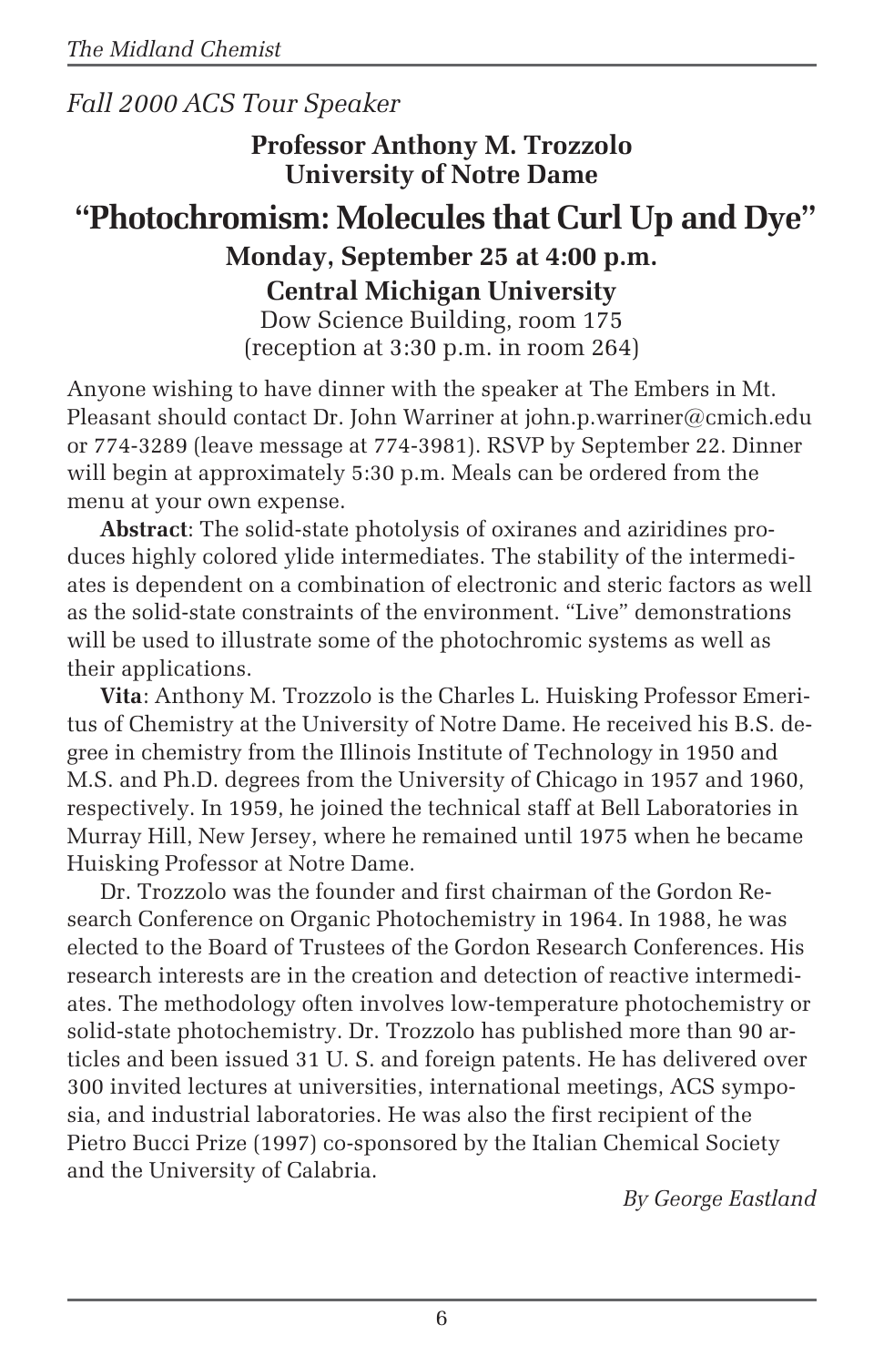*Fall 2000 ACS Tour Speaker*

**Professor Anthony M. Trozzolo**
**University of Notre Dame**

# "Photochromism: Molecules that Curl Up and Dye"

**Monday, September 25 at 4:00 p.m.**
**Central Michigan University**
Dow Science Building, room 175
(reception at 3:30 p.m. in room 264)

Anyone wishing to have dinner with the speaker at The Embers in Mt. Pleasant should contact Dr. John Warriner at john.p.warriner@cmich.edu or 774-3289 (leave message at 774-3981). RSVP by September 22. Dinner will begin at approximately 5:30 p.m. Meals can be ordered from the menu at your own expense.

**Abstract**: The solid-state photolysis of oxiranes and aziridines produces highly colored ylide intermediates. The stability of the intermediates is dependent on a combination of electronic and steric factors as well as the solid-state constraints of the environment. "Live" demonstrations will be used to illustrate some of the photochromic systems as well as their applications.

**Vita**: Anthony M. Trozzolo is the Charles L. Huisking Professor Emeritus of Chemistry at the University of Notre Dame. He received his B.S. degree in chemistry from the Illinois Institute of Technology in 1950 and M.S. and Ph.D. degrees from the University of Chicago in 1957 and 1960, respectively. In 1959, he joined the technical staff at Bell Laboratories in Murray Hill, New Jersey, where he remained until 1975 when he became Huisking Professor at Notre Dame.

Dr. Trozzolo was the founder and first chairman of the Gordon Research Conference on Organic Photochemistry in 1964. In 1988, he was elected to the Board of Trustees of the Gordon Research Conferences. His research interests are in the creation and detection of reactive intermediates. The methodology often involves low-temperature photochemistry or solid-state photochemistry. Dr. Trozzolo has published more than 90 articles and been issued 31 U. S. and foreign patents. He has delivered over 300 invited lectures at universities, international meetings, ACS symposia, and industrial laboratories. He was also the first recipient of the Pietro Bucci Prize (1997) co-sponsored by the Italian Chemical Society and the University of Calabria.

*By George Eastland*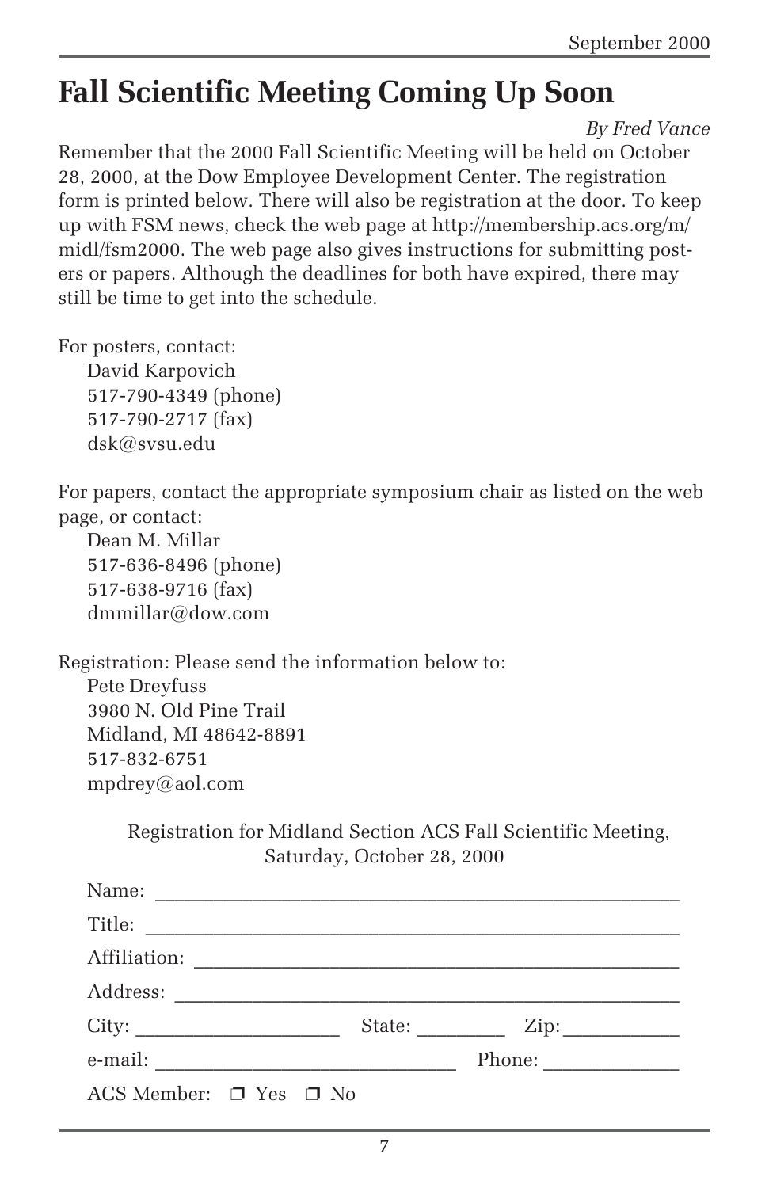# Fall Scientific Meeting Coming Up Soon

*By Fred Vance*

Remember that the 2000 Fall Scientific Meeting will be held on October 28, 2000, at the Dow Employee Development Center. The registration form is printed below. There will also be registration at the door. To keep up with FSM news, check the web page at http://membership.acs.org/m/midl/fsm2000. The web page also gives instructions for submitting posters or papers. Although the deadlines for both have expired, there may still be time to get into the schedule.

For posters, contact:
David Karpovich
517-790-4349 (phone)
517-790-2717 (fax)
dsk@svsu.edu

For papers, contact the appropriate symposium chair as listed on the web page, or contact:
Dean M. Millar
517-636-8496 (phone)
517-638-9716 (fax)
dmmillar@dow.com

Registration: Please send the information below to:
Pete Dreyfuss
3980 N. Old Pine Trail
Midland, MI 48642-8891
517-832-6751
mpdrey@aol.com

Registration for Midland Section ACS Fall Scientific Meeting,
Saturday, October 28, 2000

Name: ____________________________________________

Title: ____________________________________________

Affiliation: ____________________________________________

Address: ____________________________________________

City: ________________ State: ________ Zip: __________

e-mail: ________________________ Phone: ____________

ACS Member: ❒ Yes ❒ No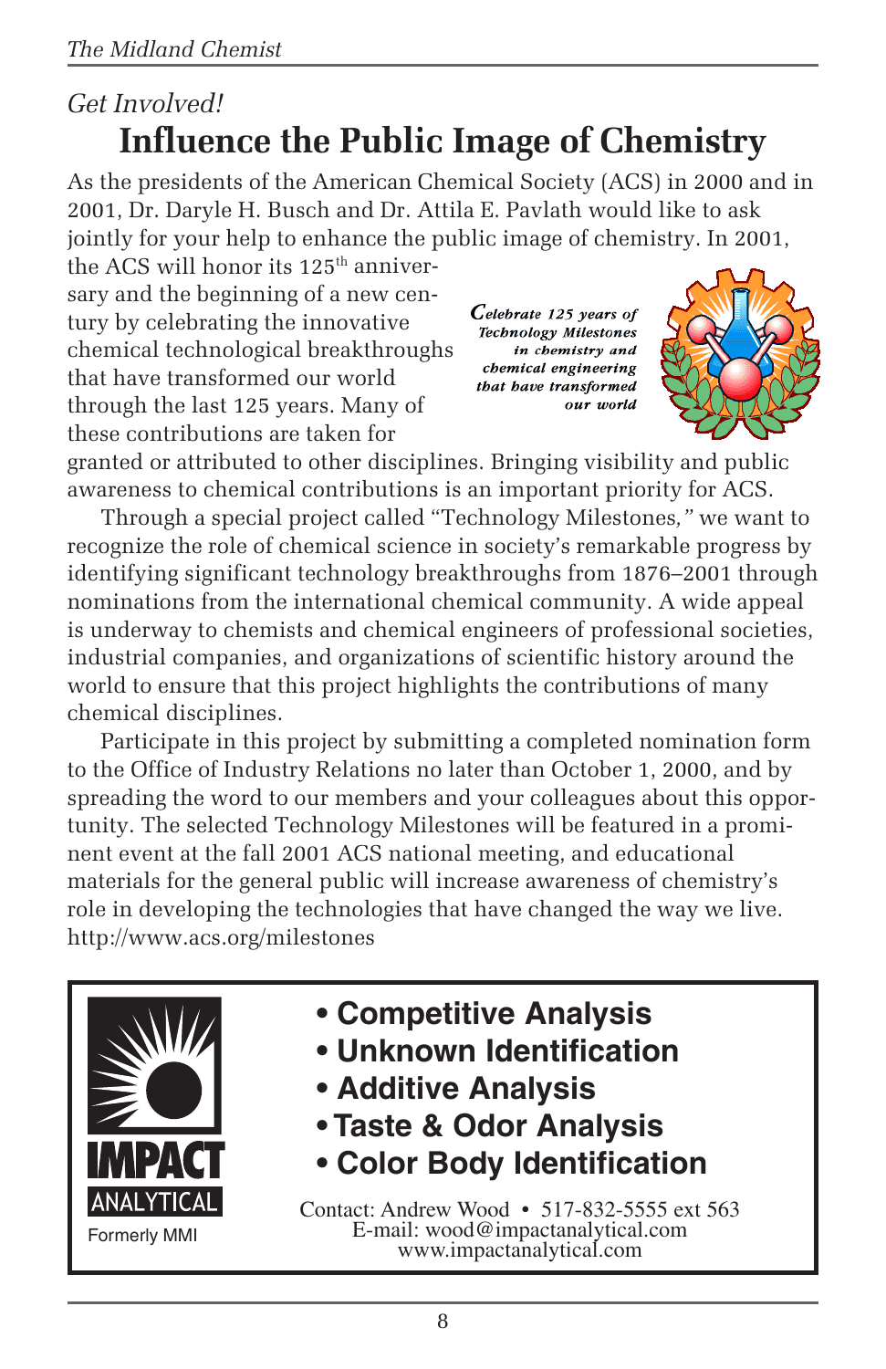*Get Involved!*

# Influence the Public Image of Chemistry

As the presidents of the American Chemical Society (ACS) in 2000 and in 2001, Dr. Daryle H. Busch and Dr. Attila E. Pavlath would like to ask jointly for your help to enhance the public image of chemistry. In 2001, the ACS will honor its 125th anniversary and the beginning of a new century by celebrating the innovative chemical technological breakthroughs that have transformed our world through the last 125 years. Many of these contributions are taken for granted or attributed to other disciplines. Bringing visibility and public awareness to chemical contributions is an important priority for ACS.

*Celebrate 125 years of Technology Milestones in chemistry and chemical engineering that have transformed our world*

Through a special project called "Technology Milestones," we want to recognize the role of chemical science in society's remarkable progress by identifying significant technology breakthroughs from 1876–2001 through nominations from the international chemical community. A wide appeal is underway to chemists and chemical engineers of professional societies, industrial companies, and organizations of scientific history around the world to ensure that this project highlights the contributions of many chemical disciplines.

Participate in this project by submitting a completed nomination form to the Office of Industry Relations no later than October 1, 2000, and by spreading the word to our members and your colleagues about this opportunity. The selected Technology Milestones will be featured in a prominent event at the fall 2001 ACS national meeting, and educational materials for the general public will increase awareness of chemistry's role in developing the technologies that have changed the way we live. http://www.acs.org/milestones

---

**IMPACT ANALYTICAL**

Formerly MMI

- **Competitive Analysis**
- **Unknown Identification**
- **Additive Analysis**
- **Taste & Odor Analysis**
- **Color Body Identification**

Contact: Andrew Wood • 517-832-5555 ext 563
E-mail: wood@impactanalytical.com
www.impactanalytical.com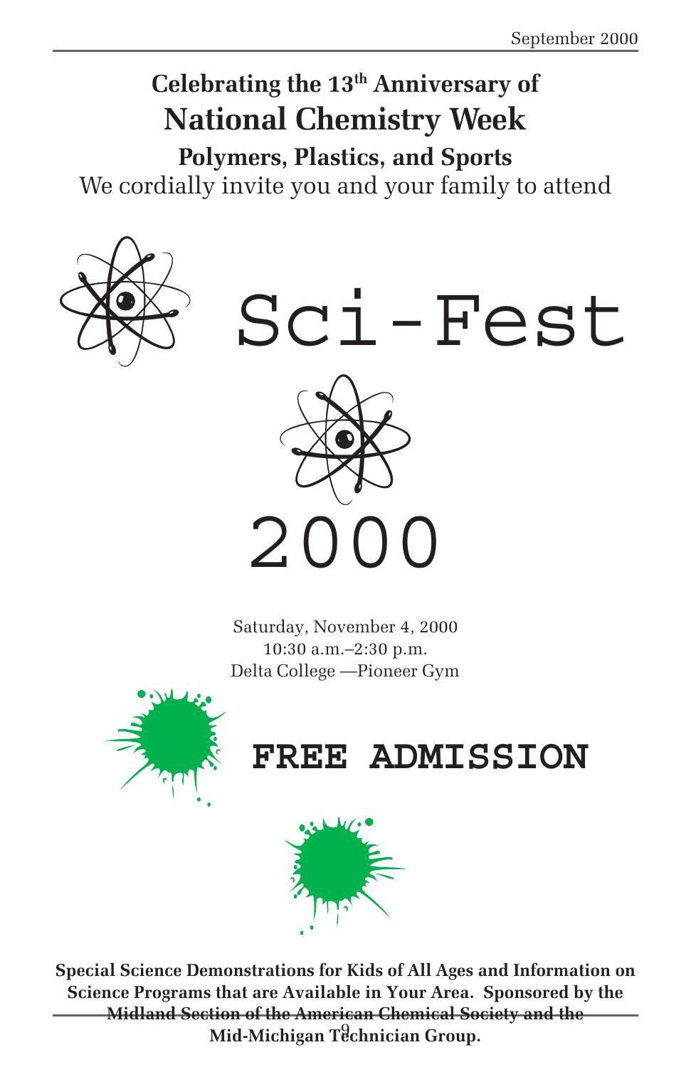## Celebrating the 13th Anniversary of

# National Chemistry Week

### Polymers, Plastics, and Sports

We cordially invite you and your family to attend

# Sci-Fest

# 2000

Saturday, November 4, 2000
10:30 a.m.–2:30 p.m.
Delta College —Pioneer Gym

## FREE ADMISSION

**Special Science Demonstrations for Kids of All Ages and Information on Science Programs that are Available in Your Area. Sponsored by the Midland Section of the American Chemical Society and the Mid-Michigan Technician Group.**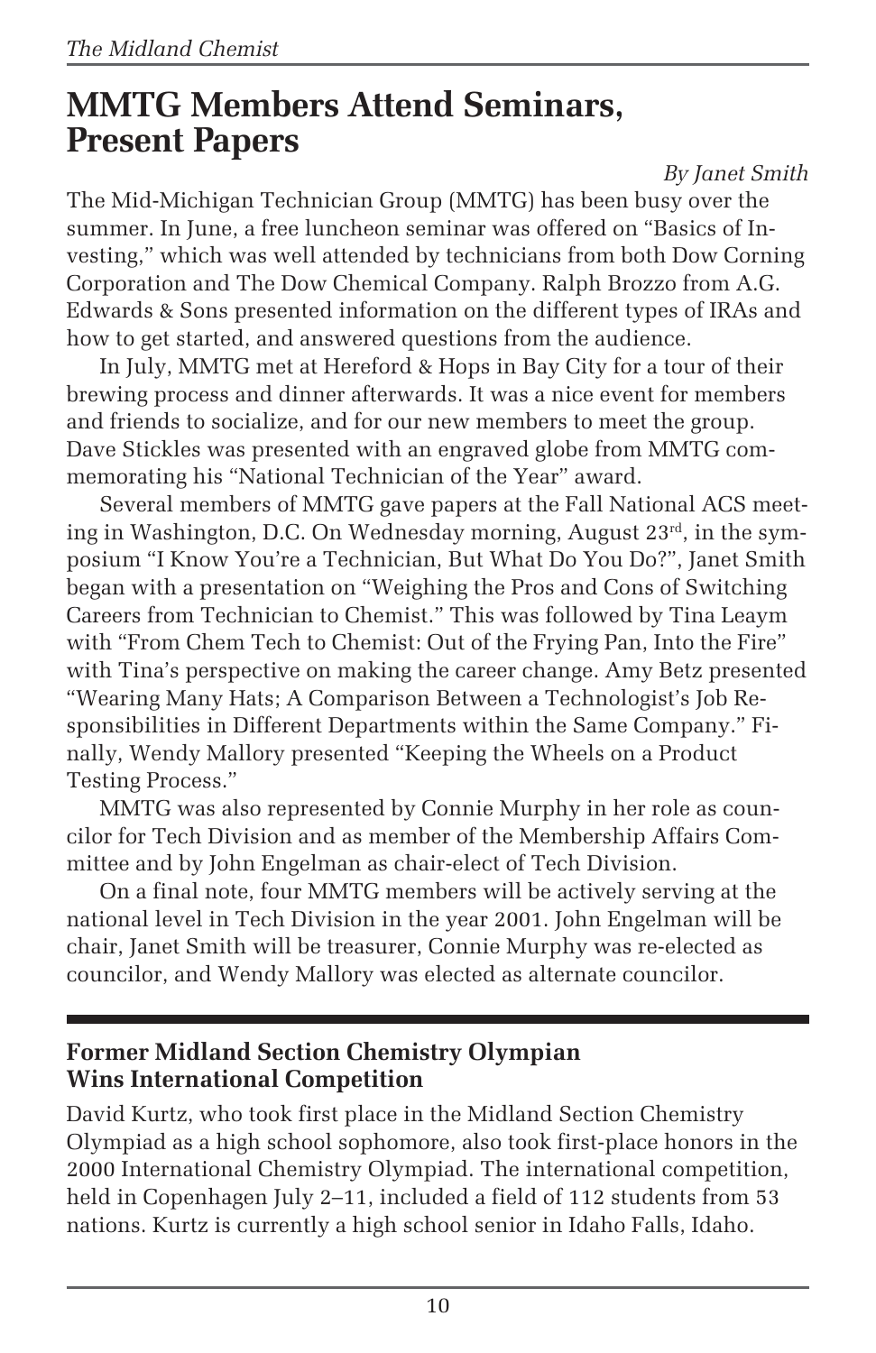# MMTG Members Attend Seminars, Present Papers

*By Janet Smith*

The Mid-Michigan Technician Group (MMTG) has been busy over the summer. In June, a free luncheon seminar was offered on "Basics of Investing," which was well attended by technicians from both Dow Corning Corporation and The Dow Chemical Company. Ralph Brozzo from A.G. Edwards & Sons presented information on the different types of IRAs and how to get started, and answered questions from the audience.

In July, MMTG met at Hereford & Hops in Bay City for a tour of their brewing process and dinner afterwards. It was a nice event for members and friends to socialize, and for our new members to meet the group. Dave Stickles was presented with an engraved globe from MMTG commemorating his "National Technician of the Year" award.

Several members of MMTG gave papers at the Fall National ACS meeting in Washington, D.C. On Wednesday morning, August 23rd, in the symposium "I Know You're a Technician, But What Do You Do?", Janet Smith began with a presentation on "Weighing the Pros and Cons of Switching Careers from Technician to Chemist." This was followed by Tina Leaym with "From Chem Tech to Chemist: Out of the Frying Pan, Into the Fire" with Tina's perspective on making the career change. Amy Betz presented "Wearing Many Hats; A Comparison Between a Technologist's Job Responsibilities in Different Departments within the Same Company." Finally, Wendy Mallory presented "Keeping the Wheels on a Product Testing Process."

MMTG was also represented by Connie Murphy in her role as councilor for Tech Division and as member of the Membership Affairs Committee and by John Engelman as chair-elect of Tech Division.

On a final note, four MMTG members will be actively serving at the national level in Tech Division in the year 2001. John Engelman will be chair, Janet Smith will be treasurer, Connie Murphy was re-elected as councilor, and Wendy Mallory was elected as alternate councilor.

---

### Former Midland Section Chemistry Olympian Wins International Competition

David Kurtz, who took first place in the Midland Section Chemistry Olympiad as a high school sophomore, also took first-place honors in the 2000 International Chemistry Olympiad. The international competition, held in Copenhagen July 2–11, included a field of 112 students from 53 nations. Kurtz is currently a high school senior in Idaho Falls, Idaho.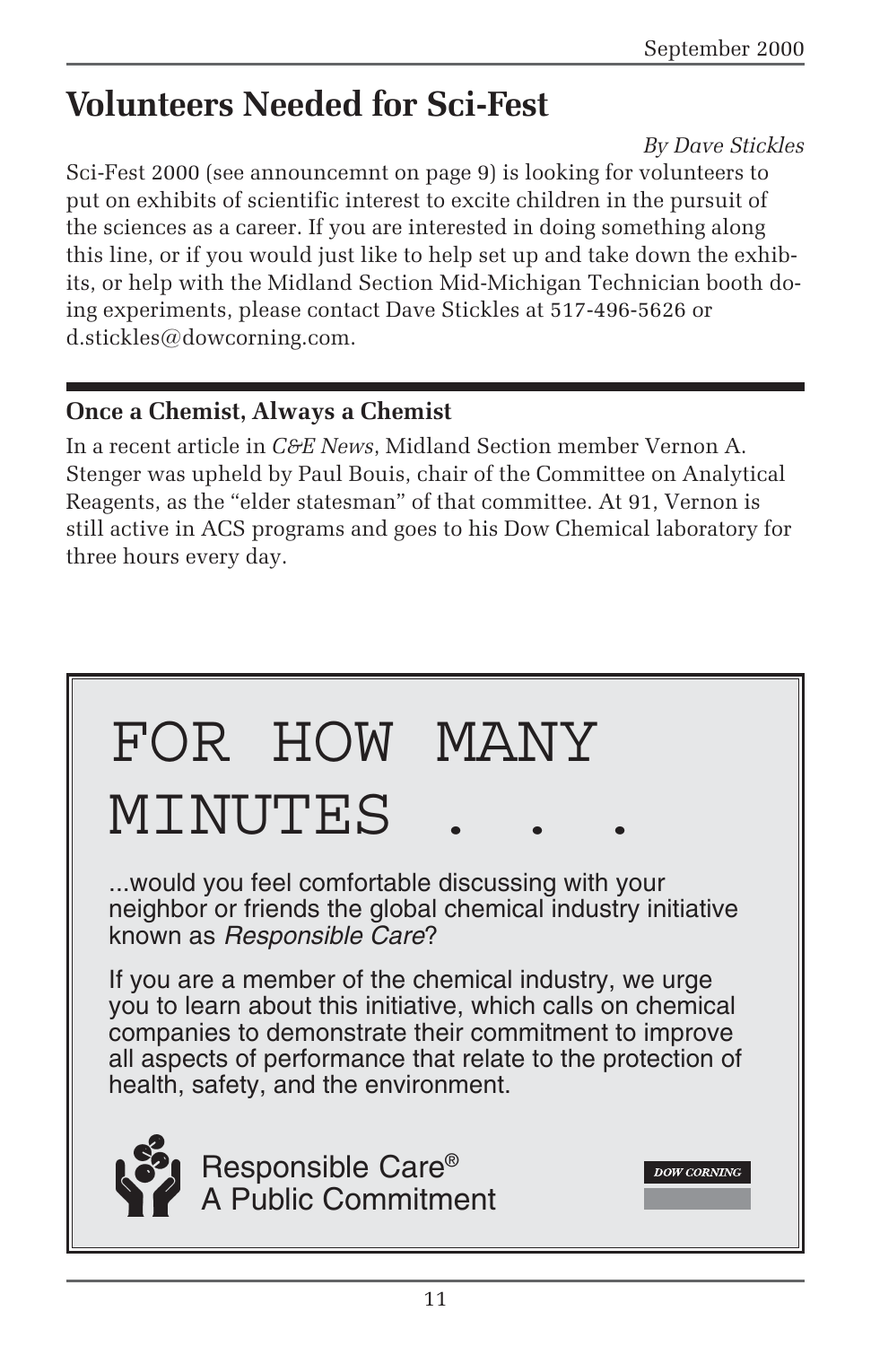## Volunteers Needed for Sci-Fest

*By Dave Stickles*

Sci-Fest 2000 (see announcemnt on page 9) is looking for volunteers to put on exhibits of scientific interest to excite children in the pursuit of the sciences as a career. If you are interested in doing something along this line, or if you would just like to help set up and take down the exhibits, or help with the Midland Section Mid-Michigan Technician booth doing experiments, please contact Dave Stickles at 517-496-5626 or d.stickles@dowcorning.com.

---

### Once a Chemist, Always a Chemist

In a recent article in *C&E News*, Midland Section member Vernon A. Stenger was upheld by Paul Bouis, chair of the Committee on Analytical Reagents, as the "elder statesman" of that committee. At 91, Vernon is still active in ACS programs and goes to his Dow Chemical laboratory for three hours every day.

---

# FOR HOW MANY MINUTES . . .

...would you feel comfortable discussing with your neighbor or friends the global chemical industry initiative known as *Responsible Care*?

If you are a member of the chemical industry, we urge you to learn about this initiative, which calls on chemical companies to demonstrate their commitment to improve all aspects of performance that relate to the protection of health, safety, and the environment.

Responsible Care®
A Public Commitment

DOW CORNING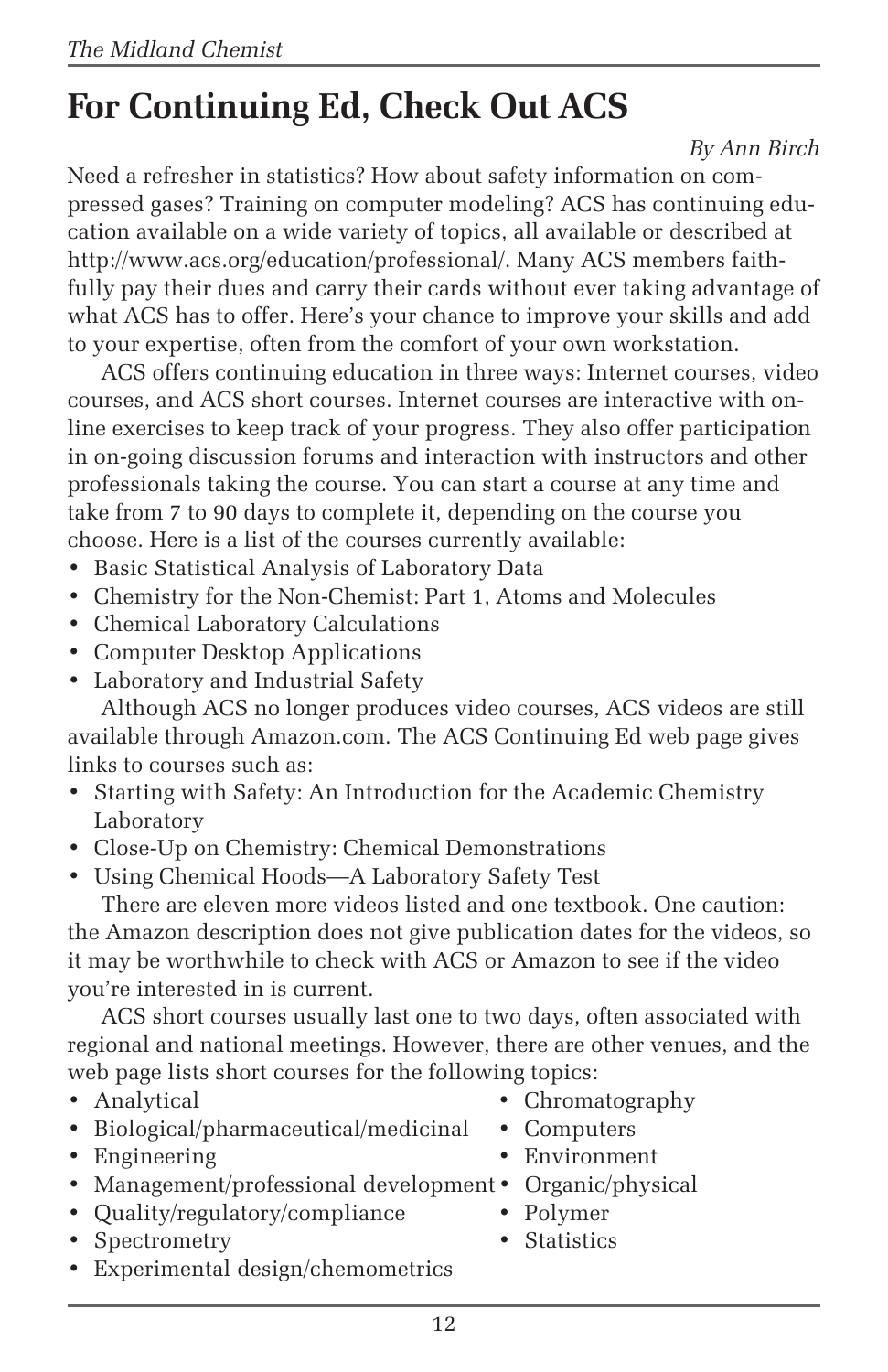# For Continuing Ed, Check Out ACS

*By Ann Birch*

Need a refresher in statistics? How about safety information on compressed gases? Training on computer modeling? ACS has continuing education available on a wide variety of topics, all available or described at http://www.acs.org/education/professional/. Many ACS members faithfully pay their dues and carry their cards without ever taking advantage of what ACS has to offer. Here's your chance to improve your skills and add to your expertise, often from the comfort of your own workstation.

ACS offers continuing education in three ways: Internet courses, video courses, and ACS short courses. Internet courses are interactive with online exercises to keep track of your progress. They also offer participation in on-going discussion forums and interaction with instructors and other professionals taking the course. You can start a course at any time and take from 7 to 90 days to complete it, depending on the course you choose. Here is a list of the courses currently available:

- Basic Statistical Analysis of Laboratory Data
- Chemistry for the Non-Chemist: Part 1, Atoms and Molecules
- Chemical Laboratory Calculations
- Computer Desktop Applications
- Laboratory and Industrial Safety

Although ACS no longer produces video courses, ACS videos are still available through Amazon.com. The ACS Continuing Ed web page gives links to courses such as:

- Starting with Safety: An Introduction for the Academic Chemistry Laboratory
- Close-Up on Chemistry: Chemical Demonstrations
- Using Chemical Hoods—A Laboratory Safety Test

There are eleven more videos listed and one textbook. One caution: the Amazon description does not give publication dates for the videos, so it may be worthwhile to check with ACS or Amazon to see if the video you're interested in is current.

ACS short courses usually last one to two days, often associated with regional and national meetings. However, there are other venues, and the web page lists short courses for the following topics:

- Analytical
- Biological/pharmaceutical/medicinal
- Engineering
- Management/professional development
- Quality/regulatory/compliance
- Spectrometry
- Experimental design/chemometrics
- Chromatography
- Computers
- Environment
- Organic/physical
- Polymer
- Statistics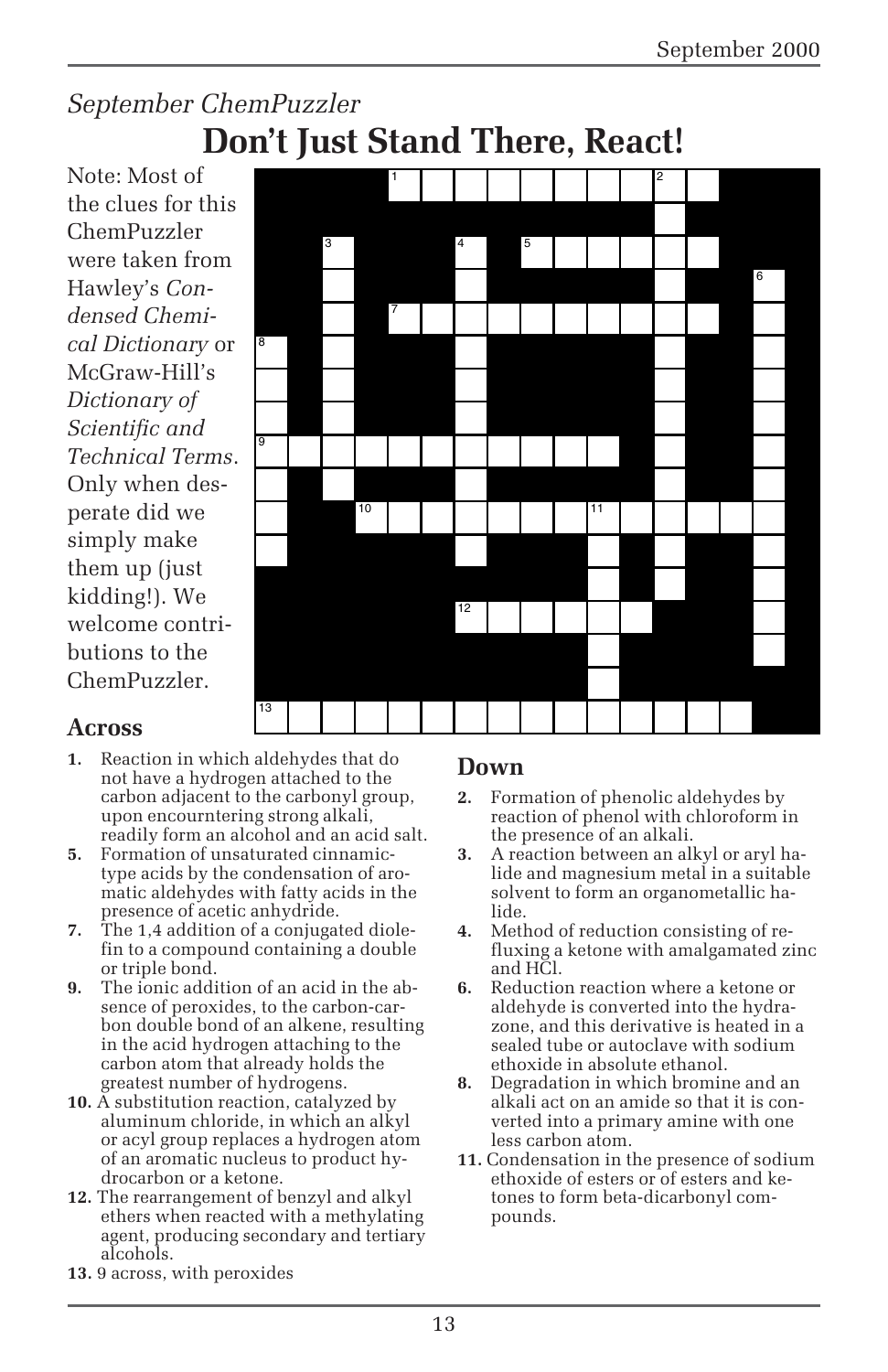*September ChemPuzzler*

# Don't Just Stand There, React!

Note: Most of the clues for this ChemPuzzler were taken from Hawley's *Condensed Chemical Dictionary* or McGraw-Hill's *Dictionary of Scientific and Technical Terms*. Only when desperate did we simply make them up (just kidding!). We welcome contributions to the ChemPuzzler.

## Across

1. Reaction in which aldehydes that do not have a hydrogen attached to the carbon adjacent to the carbonyl group, upon encourntering strong alkali, readily form an alcohol and an acid salt.
5. Formation of unsaturated cinnamic-type acids by the condensation of aromatic aldehydes with fatty acids in the presence of acetic anhydride.
7. The 1,4 addition of a conjugated diolefin to a compound containing a double or triple bond.
9. The ionic addition of an acid in the absence of peroxides, to the carbon-carbon double bond of an alkene, resulting in the acid hydrogen attaching to the carbon atom that already holds the greatest number of hydrogens.
10. A substitution reaction, catalyzed by aluminum chloride, in which an alkyl or acyl group replaces a hydrogen atom of an aromatic nucleus to product hydrocarbon or a ketone.
12. The rearrangement of benzyl and alkyl ethers when reacted with a methylating agent, producing secondary and tertiary alcohols.
13. 9 across, with peroxides

## Down

2. Formation of phenolic aldehydes by reaction of phenol with chloroform in the presence of an alkali.
3. A reaction between an alkyl or aryl halide and magnesium metal in a suitable solvent to form an organometallic halide.
4. Method of reduction consisting of refluxing a ketone with amalgamated zinc and HCl.
6. Reduction reaction where a ketone or aldehyde is converted into the hydrazone, and this derivative is heated in a sealed tube or autoclave with sodium ethoxide in absolute ethanol.
8. Degradation in which bromine and an alkali act on an amide so that it is converted into a primary amine with one less carbon atom.
11. Condensation in the presence of sodium ethoxide of esters or of esters and ketones to form beta-dicarbonyl compounds.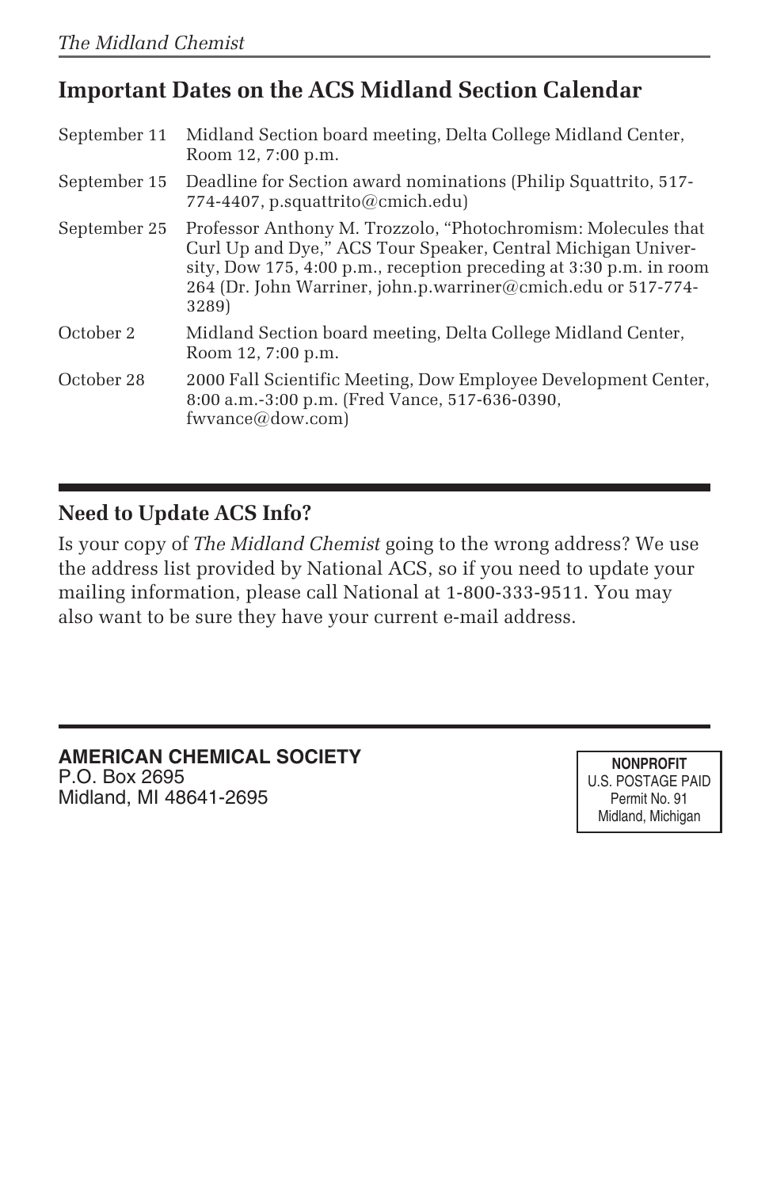## Important Dates on the ACS Midland Section Calendar

| | |
|---|---|
| September 11 | Midland Section board meeting, Delta College Midland Center, Room 12, 7:00 p.m. |
| September 15 | Deadline for Section award nominations (Philip Squattrito, 517-774-4407, p.squattrito@cmich.edu) |
| September 25 | Professor Anthony M. Trozzolo, "Photochromism: Molecules that Curl Up and Dye," ACS Tour Speaker, Central Michigan University, Dow 175, 4:00 p.m., reception preceding at 3:30 p.m. in room 264 (Dr. John Warriner, john.p.warriner@cmich.edu or 517-774-3289) |
| October 2 | Midland Section board meeting, Delta College Midland Center, Room 12, 7:00 p.m. |
| October 28 | 2000 Fall Scientific Meeting, Dow Employee Development Center, 8:00 a.m.-3:00 p.m. (Fred Vance, 517-636-0390, fwvance@dow.com) |

### Need to Update ACS Info?

Is your copy of *The Midland Chemist* going to the wrong address? We use the address list provided by National ACS, so if you need to update your mailing information, please call National at 1-800-333-9511. You may also want to be sure they have your current e-mail address.

**AMERICAN CHEMICAL SOCIETY**
P.O. Box 2695
Midland, MI 48641-2695

**NONPROFIT**
U.S. POSTAGE PAID
Permit No. 91
Midland, Michigan